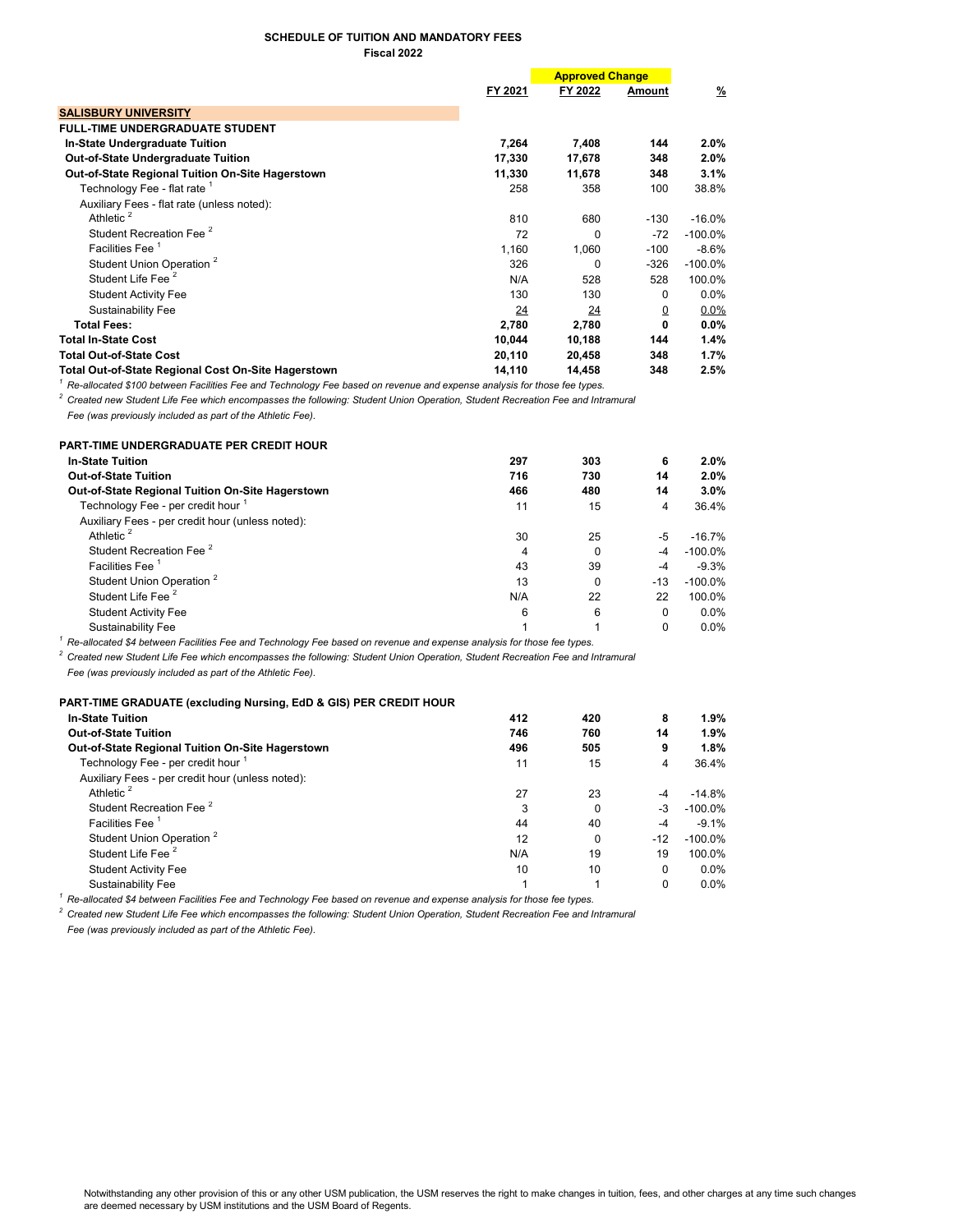**SCHEDULE OF TUITION AND MANDATORY FEES**
**Fiscal 2022**

| | FY 2021 | Approved Change FY 2022 | Amount | % |
|---|---|---|---|---|
| **SALISBURY UNIVERSITY** | | | | |
| **FULL-TIME UNDERGRADUATE STUDENT** | | | | |
| **In-State Undergraduate Tuition** | **7,264** | **7,408** | **144** | **2.0%** |
| **Out-of-State Undergraduate Tuition** | **17,330** | **17,678** | **348** | **2.0%** |
| **Out-of-State Regional Tuition On-Site Hagerstown** | **11,330** | **11,678** | **348** | **3.1%** |
| Technology Fee - flat rate [1] | 258 | 358 | 100 | 38.8% |
| Auxiliary Fees - flat rate (unless noted): | | | | |
| Athletic [2] | 810 | 680 | -130 | -16.0% |
| Student Recreation Fee [2] | 72 | 0 | -72 | -100.0% |
| Facilities Fee [1] | 1,160 | 1,060 | -100 | -8.6% |
| Student Union Operation [2] | 326 | 0 | -326 | -100.0% |
| Student Life Fee [2] | N/A | 528 | 528 | 100.0% |
| Student Activity Fee | 130 | 130 | 0 | 0.0% |
| Sustainability Fee | 24 | 24 | 0 | 0.0% |
| **Total Fees:** | **2,780** | **2,780** | **0** | **0.0%** |
| **Total In-State Cost** | **10,044** | **10,188** | **144** | **1.4%** |
| **Total Out-of-State Cost** | **20,110** | **20,458** | **348** | **1.7%** |
| **Total Out-of-State Regional Cost On-Site Hagerstown** | **14,110** | **14,458** | **348** | **2.5%** |

*[1] Re-allocated $100 between Facilities Fee and Technology Fee based on revenue and expense analysis for those fee types.*

*[2] Created new Student Life Fee which encompasses the following: Student Union Operation, Student Recreation Fee and Intramural Fee (was previously included as part of the Athletic Fee).*

| **PART-TIME UNDERGRADUATE PER CREDIT HOUR** | FY 2021 | FY 2022 | Amount | % |
|---|---|---|---|---|
| **In-State Tuition** | **297** | **303** | **6** | **2.0%** |
| **Out-of-State Tuition** | **716** | **730** | **14** | **2.0%** |
| **Out-of-State Regional Tuition On-Site Hagerstown** | **466** | **480** | **14** | **3.0%** |
| Technology Fee - per credit hour [1] | 11 | 15 | 4 | 36.4% |
| Auxiliary Fees - per credit hour (unless noted): | | | | |
| Athletic [2] | 30 | 25 | -5 | -16.7% |
| Student Recreation Fee [2] | 4 | 0 | -4 | -100.0% |
| Facilities Fee [1] | 43 | 39 | -4 | -9.3% |
| Student Union Operation [2] | 13 | 0 | -13 | -100.0% |
| Student Life Fee [2] | N/A | 22 | 22 | 100.0% |
| Student Activity Fee | 6 | 6 | 0 | 0.0% |
| Sustainability Fee | 1 | 1 | 0 | 0.0% |

*[1] Re-allocated $4 between Facilities Fee and Technology Fee based on revenue and expense analysis for those fee types.*

*[2] Created new Student Life Fee which encompasses the following: Student Union Operation, Student Recreation Fee and Intramural Fee (was previously included as part of the Athletic Fee).*

| **PART-TIME GRADUATE (excluding Nursing, EdD & GIS) PER CREDIT HOUR** | FY 2021 | FY 2022 | Amount | % |
|---|---|---|---|---|
| **In-State Tuition** | **412** | **420** | **8** | **1.9%** |
| **Out-of-State Tuition** | **746** | **760** | **14** | **1.9%** |
| **Out-of-State Regional Tuition On-Site Hagerstown** | **496** | **505** | **9** | **1.8%** |
| Technology Fee - per credit hour [1] | 11 | 15 | 4 | 36.4% |
| Auxiliary Fees - per credit hour (unless noted): | | | | |
| Athletic [2] | 27 | 23 | -4 | -14.8% |
| Student Recreation Fee [2] | 3 | 0 | -3 | -100.0% |
| Facilities Fee [1] | 44 | 40 | -4 | -9.1% |
| Student Union Operation [2] | 12 | 0 | -12 | -100.0% |
| Student Life Fee [2] | N/A | 19 | 19 | 100.0% |
| Student Activity Fee | 10 | 10 | 0 | 0.0% |
| Sustainability Fee | 1 | 1 | 0 | 0.0% |

*[1] Re-allocated $4 between Facilities Fee and Technology Fee based on revenue and expense analysis for those fee types.*

*[2] Created new Student Life Fee which encompasses the following: Student Union Operation, Student Recreation Fee and Intramural Fee (was previously included as part of the Athletic Fee).*

Notwithstanding any other provision of this or any other USM publication, the USM reserves the right to make changes in tuition, fees, and other charges at any time such changes are deemed necessary by USM institutions and the USM Board of Regents.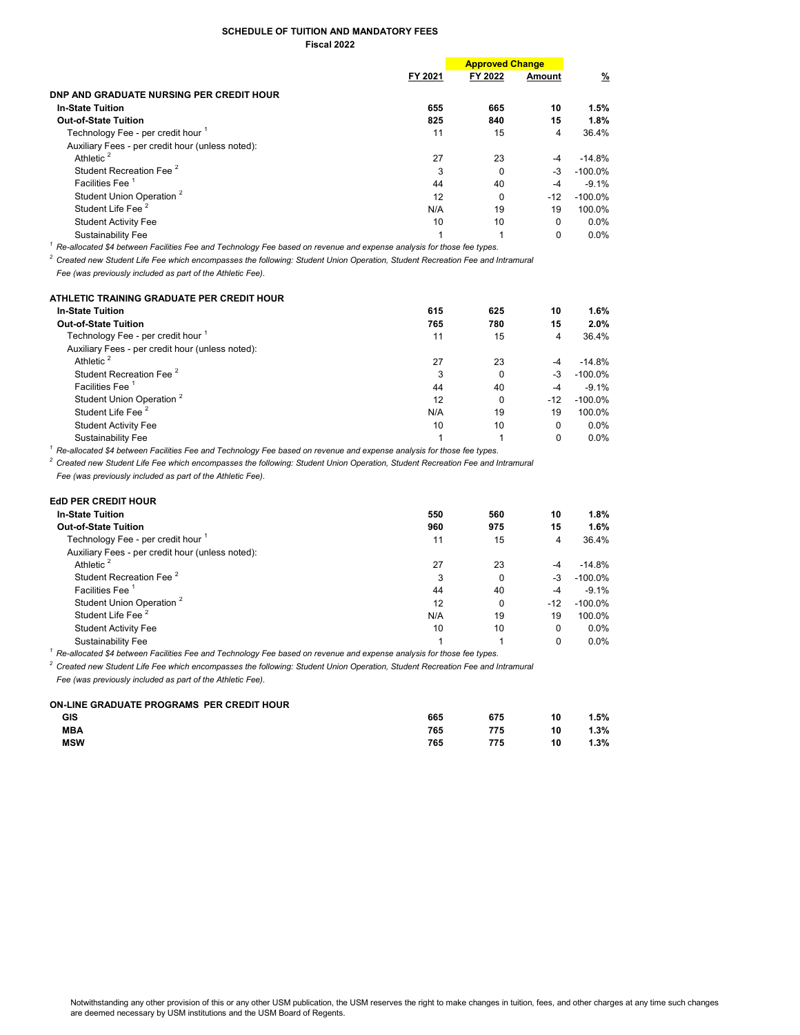**SCHEDULE OF TUITION AND MANDATORY FEES**
**Fiscal 2022**

| | | Approved Change | | |
|---|---|---|---|---|
| | FY 2021 | FY 2022 | Amount | % |
| **DNP AND GRADUATE NURSING PER CREDIT HOUR** | | | | |
| **In-State Tuition** | **655** | **665** | **10** | **1.5%** |
| **Out-of-State Tuition** | **825** | **840** | **15** | **1.8%** |
| Technology Fee - per credit hour [1] | 11 | 15 | 4 | 36.4% |
| Auxiliary Fees - per credit hour (unless noted): | | | | |
| Athletic [2] | 27 | 23 | -4 | -14.8% |
| Student Recreation Fee [2] | 3 | 0 | -3 | -100.0% |
| Facilities Fee [1] | 44 | 40 | -4 | -9.1% |
| Student Union Operation [2] | 12 | 0 | -12 | -100.0% |
| Student Life Fee [2] | N/A | 19 | 19 | 100.0% |
| Student Activity Fee | 10 | 10 | 0 | 0.0% |
| Sustainability Fee | 1 | 1 | 0 | 0.0% |

[1] *Re-allocated $4 between Facilities Fee and Technology Fee based on revenue and expense analysis for those fee types.*

[2] *Created new Student Life Fee which encompasses the following: Student Union Operation, Student Recreation Fee and Intramural Fee (was previously included as part of the Athletic Fee).*

| | FY 2021 | FY 2022 | Amount | % |
|---|---|---|---|---|
| **ATHLETIC TRAINING GRADUATE PER CREDIT HOUR** | | | | |
| **In-State Tuition** | **615** | **625** | **10** | **1.6%** |
| **Out-of-State Tuition** | **765** | **780** | **15** | **2.0%** |
| Technology Fee - per credit hour [1] | 11 | 15 | 4 | 36.4% |
| Auxiliary Fees - per credit hour (unless noted): | | | | |
| Athletic [2] | 27 | 23 | -4 | -14.8% |
| Student Recreation Fee [2] | 3 | 0 | -3 | -100.0% |
| Facilities Fee [1] | 44 | 40 | -4 | -9.1% |
| Student Union Operation [2] | 12 | 0 | -12 | -100.0% |
| Student Life Fee [2] | N/A | 19 | 19 | 100.0% |
| Student Activity Fee | 10 | 10 | 0 | 0.0% |
| Sustainability Fee | 1 | 1 | 0 | 0.0% |

[1] *Re-allocated $4 between Facilities Fee and Technology Fee based on revenue and expense analysis for those fee types.*

[2] *Created new Student Life Fee which encompasses the following: Student Union Operation, Student Recreation Fee and Intramural Fee (was previously included as part of the Athletic Fee).*

| | FY 2021 | FY 2022 | Amount | % |
|---|---|---|---|---|
| **EdD PER CREDIT HOUR** | | | | |
| **In-State Tuition** | **550** | **560** | **10** | **1.8%** |
| **Out-of-State Tuition** | **960** | **975** | **15** | **1.6%** |
| Technology Fee - per credit hour [1] | 11 | 15 | 4 | 36.4% |
| Auxiliary Fees - per credit hour (unless noted): | | | | |
| Athletic [2] | 27 | 23 | -4 | -14.8% |
| Student Recreation Fee [2] | 3 | 0 | -3 | -100.0% |
| Facilities Fee [1] | 44 | 40 | -4 | -9.1% |
| Student Union Operation [2] | 12 | 0 | -12 | -100.0% |
| Student Life Fee [2] | N/A | 19 | 19 | 100.0% |
| Student Activity Fee | 10 | 10 | 0 | 0.0% |
| Sustainability Fee | 1 | 1 | 0 | 0.0% |

[1] *Re-allocated $4 between Facilities Fee and Technology Fee based on revenue and expense analysis for those fee types.*

[2] *Created new Student Life Fee which encompasses the following: Student Union Operation, Student Recreation Fee and Intramural Fee (was previously included as part of the Athletic Fee).*

| | FY 2021 | FY 2022 | Amount | % |
|---|---|---|---|---|
| **ON-LINE GRADUATE PROGRAMS PER CREDIT HOUR** | | | | |
| **GIS** | **665** | **675** | **10** | **1.5%** |
| **MBA** | **765** | **775** | **10** | **1.3%** |
| **MSW** | **765** | **775** | **10** | **1.3%** |

Notwithstanding any other provision of this or any other USM publication, the USM reserves the right to make changes in tuition, fees, and other charges at any time such changes are deemed necessary by USM institutions and the USM Board of Regents.